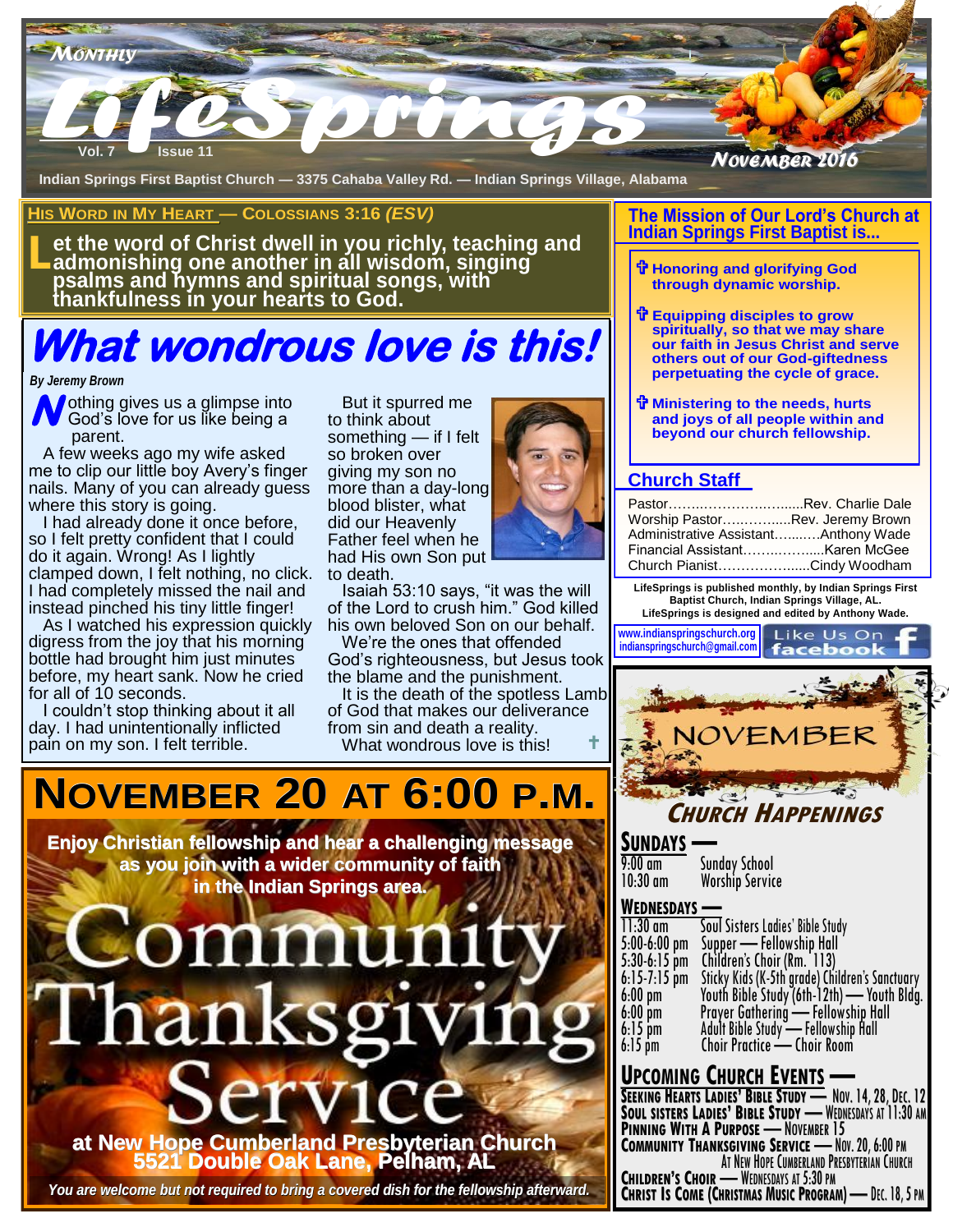# Monthly LifeSprings

Vol. 7 Issue 11 — November 2016

Indian Springs First Baptist Church — 3375 Cahaba Valley Rd. — Indian Springs Village, Alabama

## His Word in My Heart — Colossians 3:16 *(ESV)*

**Let the word of Christ dwell in you richly, teaching and admonishing one another in all wisdom, singing psalms and hymns and spiritual songs, with thankfulness in your hearts to God.**

# What wondrous love is this!

*By Jeremy Brown*

Nothing gives us a glimpse into God's love for us like being a parent.

A few weeks ago my wife asked me to clip our little boy Avery's finger nails. Many of you can already guess where this story is going.

I had already done it once before, so I felt pretty confident that I could do it again. Wrong! As I lightly clamped down, I felt nothing, no click. I had completely missed the nail and instead pinched his tiny little finger!

As I watched his expression quickly digress from the joy that his morning bottle had brought him just minutes before, my heart sank. Now he cried for all of 10 seconds.

I couldn't stop thinking about it all day. I had unintentionally inflicted pain on my son. I felt terrible.

But it spurred me to think about something — if I felt so broken over giving my son no more than a day-long blood blister, what did our Heavenly Father feel when he had His own Son put to death.

Isaiah 53:10 says, "it was the will of the Lord to crush him." God killed his own beloved Son on our behalf.

We're the ones that offended God's righteousness, but Jesus took the blame and the punishment.

It is the death of the spotless Lamb of God that makes our deliverance from sin and death a reality.

What wondrous love is this! ✝

# November 20 at 6:00 p.m.

**Enjoy Christian fellowship and hear a challenging message as you join with a wider community of faith in the Indian Springs area.**

# Community Thanksgiving Service

**at New Hope Cumberland Presbyterian Church**
**5521 Double Oak Lane, Pelham, AL**

*You are welcome but not required to bring a covered dish for the fellowship afterward.*

## The Mission of Our Lord's Church at Indian Springs First Baptist is...

- ✝ **Honoring and glorifying God through dynamic worship.**
- ✝ **Equipping disciples to grow spiritually, so that we may share our faith in Jesus Christ and serve others out of our God-giftedness perpetuating the cycle of grace.**
- ✝ **Ministering to the needs, hurts and joys of all people within and beyond our church fellowship.**

## Church Staff

| Role | Name |
|---|---|
| Pastor | Rev. Charlie Dale |
| Worship Pastor | Rev. Jeremy Brown |
| Administrative Assistant | Anthony Wade |
| Financial Assistant | Karen McGee |
| Church Pianist | Cindy Woodham |

**LifeSprings is published monthly, by Indian Springs First Baptist Church, Indian Springs Village, AL. LifeSprings is designed and edited by Anthony Wade.**

www.indianspringschurch.org
indianspringschurch@gmail.com
Like Us On facebook

## November Church Happenings

### Sundays —

| | |
|---|---|
| 9:00 am | Sunday School |
| 10:30 am | Worship Service |

### Wednesdays —

| | |
|---|---|
| 11:30 am | Soul Sisters Ladies' Bible Study |
| 5:00-6:00 pm | Supper — Fellowship Hall |
| 5:30-6:15 pm | Children's Choir (Rm. 113) |
| 6:15-7:15 pm | Sticky Kids (K-5th grade) Children's Sanctuary |
| 6:00 pm | Youth Bible Study (6th-12th) — Youth Bldg. |
| 6:00 pm | Prayer Gathering — Fellowship Hall |
| 6:15 pm | Adult Bible Study — Fellowship Hall |
| 6:15 pm | Choir Practice — Choir Room |

### Upcoming Church Events —

- **Seeking Hearts Ladies' Bible Study** — Nov. 14, 28, Dec. 12
- **Soul Sisters Ladies' Bible Study** — Wednesdays at 11:30 am
- **Pinning With A Purpose** — November 15
- **Community Thanksgiving Service** — Nov. 20, 6:00 pm At New Hope Cumberland Presbyterian Church
- **Children's Choir** — Wednesdays at 5:30 pm
- **Christ Is Come (Christmas Music Program)** — Dec. 18, 5 pm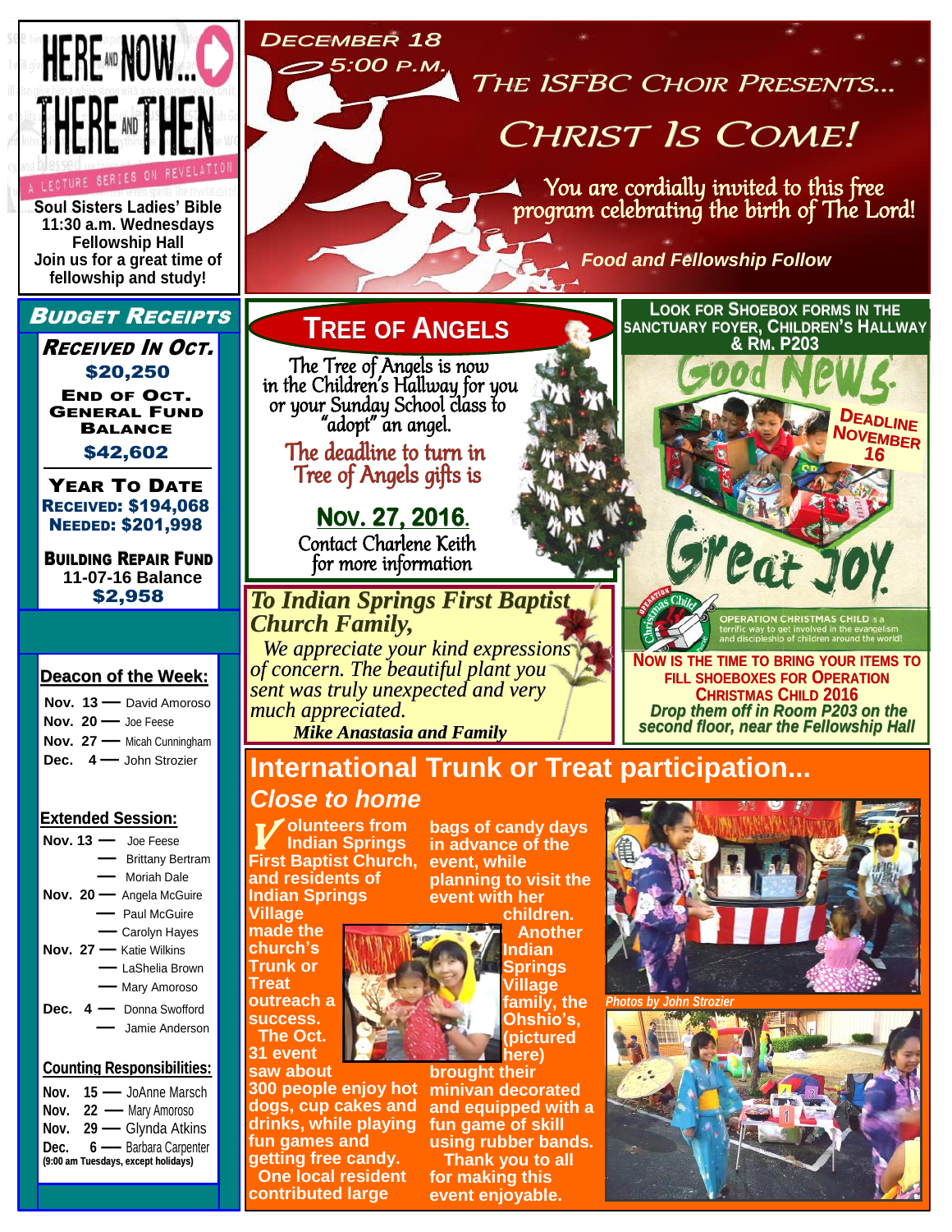HERE AND NOW... THERE AND THEN

A LECTURE SERIES ON REVELATION

**Soul Sisters Ladies' Bible**
**11:30 a.m. Wednesdays**
**Fellowship Hall**
**Join us for a great time of fellowship and study!**

## Budget Receipts

**Received In Oct.**
**$20,250**

**End of Oct. General Fund Balance**
**$42,602**

**Year To Date**
**Received: $194,068**
**Needed: $201,998**

**Building Repair Fund**
**11-07-16 Balance**
**$2,958**

### Deacon of the Week:

Nov. 13 — David Amoroso
Nov. 20 — Joe Feese
Nov. 27 — Micah Cunningham
Dec. 4 — John Strozier

### Extended Session:

Nov. 13 — Joe Feese
— Brittany Bertram
— Moriah Dale
Nov. 20 — Angela McGuire
— Paul McGuire
— Carolyn Hayes
Nov. 27 — Katie Wilkins
— LaShelia Brown
— Mary Amoroso
Dec. 4 — Donna Swofford
— Jamie Anderson

### Counting Responsibilities:

Nov. 15 — JoAnne Marsch
Nov. 22 — Mary Amoroso
Nov. 29 — Glynda Atkins
Dec. 6 — Barbara Carpenter
(9:00 am Tuesdays, except holidays)

---

December 18
5:00 p.m.

## The ISFBC Choir Presents...

# Christ Is Come!

You are cordially invited to this free program celebrating the birth of The Lord!

*Food and Fellowship Follow*

---

## Tree of Angels

The Tree of Angels is now in the Children's Hallway for you or your Sunday School class to "adopt" an angel.

The deadline to turn in Tree of Angels gifts is

**Nov. 27, 2016.**

Contact Charlene Keith for more information

---

**Look for Shoebox forms in the Sanctuary Foyer, Children's Hallway & Rm. P203**

Good News Great Joy

**Deadline November 16**

OPERATION CHRISTMAS CHILD is a terrific way to get involved in the evangelism and discipleship of children around the world!

**Now is the time to bring your items to fill shoeboxes for Operation Christmas Child 2016**
***Drop them off in Room P203 on the second floor, near the Fellowship Hall***

---

***To Indian Springs First Baptist Church Family,***

*We appreciate your kind expressions of concern. The beautiful plant you sent was truly unexpected and very much appreciated.*

***Mike Anastasia and Family***

---

## International Trunk or Treat participation...

### *Close to home*

**Volunteers from Indian Springs First Baptist Church, and residents of Indian Springs Village made the church's Trunk or Treat outreach a success.**

**The Oct. 31 event saw about 300 people enjoy hot dogs, cup cakes and drinks, while playing fun games and getting free candy.**

**One local resident contributed large bags of candy days in advance of the event, while planning to visit the event with her children.**

**Another Indian Springs Village family, the Ohshio's, (pictured here) brought their minivan decorated and equipped with a fun game of skill using rubber bands.**

**Thank you to all for making this event enjoyable.**

*Photos by John Strozier*